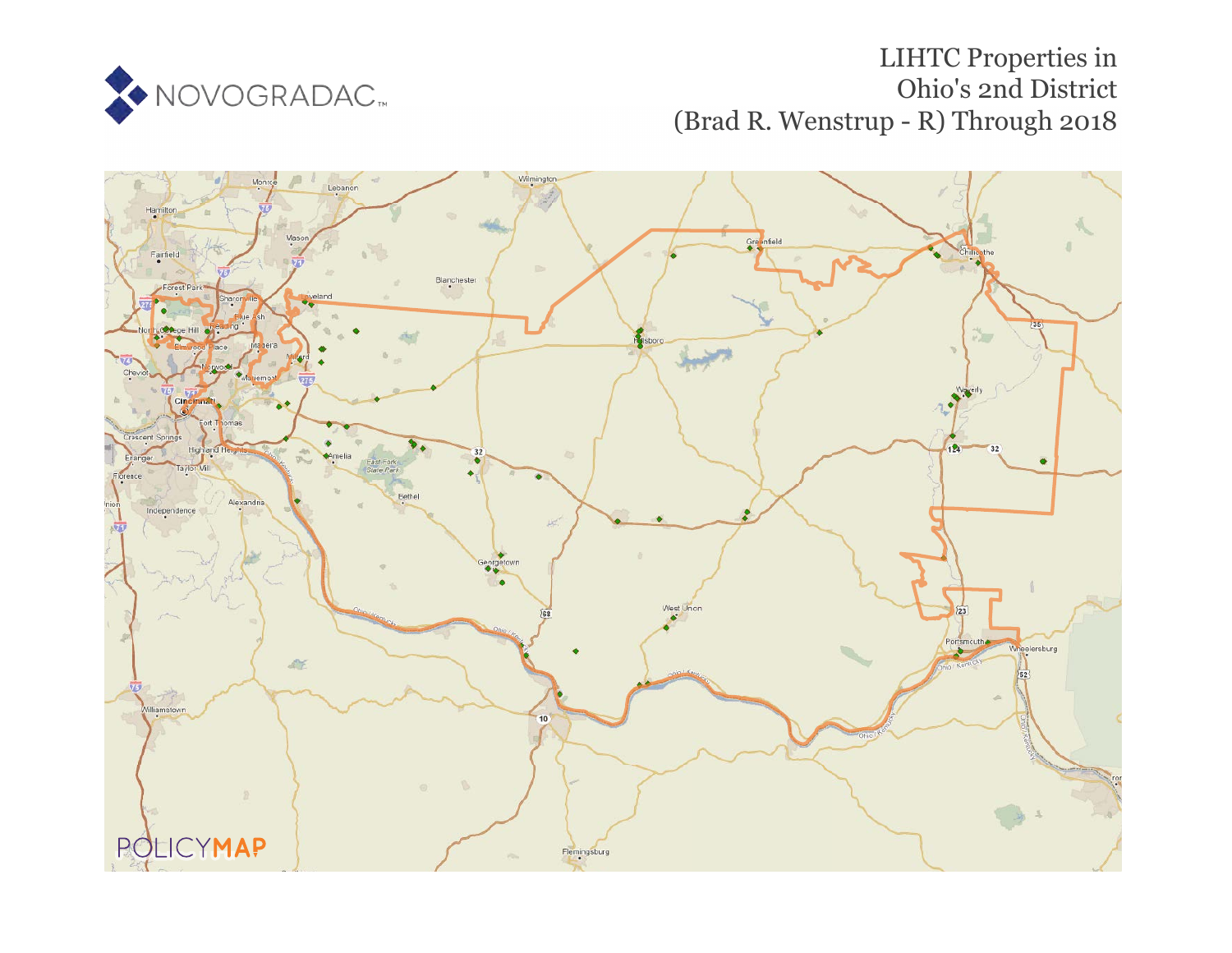NOVOGRADAC

# LIHTC Properties in Ohio's 2nd District (Brad R. Wenstrup - R) Through 2018

Monroe
Lebanon
Wilmington
Hamilton
Mason
Fairfield
Blanchester
Greenfield
Chillicothe
Forest Park
Sharonville
Loveland
Blue Ash
North College Hill
Reading
Elmwood Place
Madeira
Hillsboro
Milford
Cheviot
Norwood
Mariemont
Waverly
Cincinnati
Fort Thomas
Crescent Springs
Highland Heights
Amelia
Erlanger
Taylor Mill
East Fork State Park
Florence
Bethel
Alexandria
Independence
Georgetown
West Union
Portsmouth
Wheelersburg
Williamstown
Flemingsburg

POLICYMAP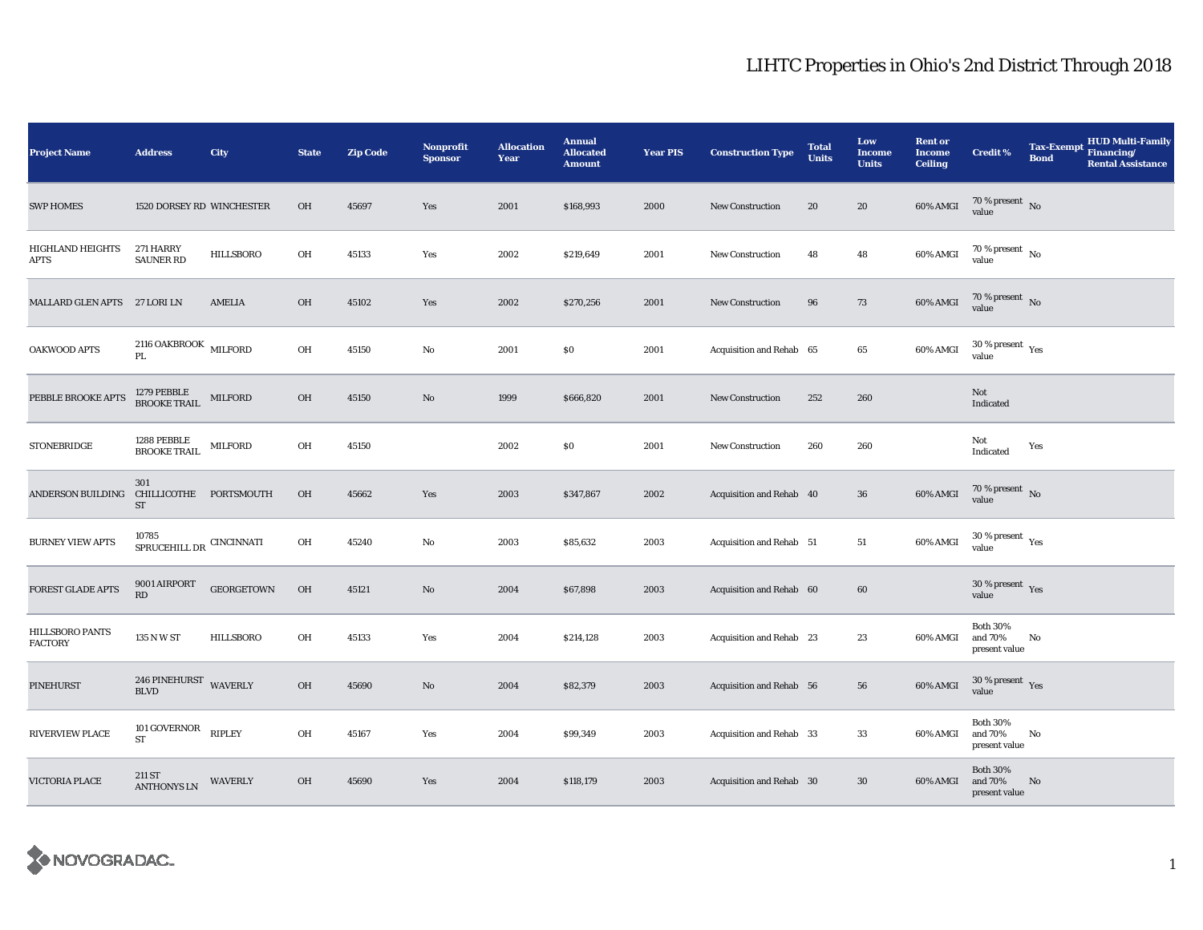# LIHTC Properties in Ohio's 2nd District Through 2018

| Project Name | Address | City | State | Zip Code | Nonprofit Sponsor | Allocation Year | Annual Allocated Amount | Year PIS | Construction Type | Total Units | Low Income Units | Rent or Income Ceiling | Credit % | Tax-Exempt Bond | HUD Multi-Family Financing/ Rental Assistance |
|---|---|---|---|---|---|---|---|---|---|---|---|---|---|---|---|
| SWP HOMES | 1520 DORSEY RD | WINCHESTER | OH | 45697 | Yes | 2001 | $168,993 | 2000 | New Construction | 20 | 20 | 60% AMGI | 70 % present value | No | |
| HIGHLAND HEIGHTS APTS | 271 HARRY SAUNER RD | HILLSBORO | OH | 45133 | Yes | 2002 | $219,649 | 2001 | New Construction | 48 | 48 | 60% AMGI | 70 % present value | No | |
| MALLARD GLEN APTS | 27 LORI LN | AMELIA | OH | 45102 | Yes | 2002 | $270,256 | 2001 | New Construction | 96 | 73 | 60% AMGI | 70 % present value | No | |
| OAKWOOD APTS | 2116 OAKBROOK PL | MILFORD | OH | 45150 | No | 2001 | $0 | 2001 | Acquisition and Rehab | 65 | 65 | 60% AMGI | 30 % present value | Yes | |
| PEBBLE BROOKE APTS | 1279 PEBBLE BROOKE TRAIL | MILFORD | OH | 45150 | No | 1999 | $666,820 | 2001 | New Construction | 252 | 260 | | Not Indicated | | |
| STONEBRIDGE | 1288 PEBBLE BROOKE TRAIL | MILFORD | OH | 45150 | | 2002 | $0 | 2001 | New Construction | 260 | 260 | | Not Indicated | Yes | |
| ANDERSON BUILDING | 301 CHILLICOTHE ST | PORTSMOUTH | OH | 45662 | Yes | 2003 | $347,867 | 2002 | Acquisition and Rehab | 40 | 36 | 60% AMGI | 70 % present value | No | |
| BURNEY VIEW APTS | 10785 SPRUCEHILL DR | CINCINNATI | OH | 45240 | No | 2003 | $85,632 | 2003 | Acquisition and Rehab | 51 | 51 | 60% AMGI | 30 % present value | Yes | |
| FOREST GLADE APTS | 9001 AIRPORT RD | GEORGETOWN | OH | 45121 | No | 2004 | $67,898 | 2003 | Acquisition and Rehab | 60 | 60 | | 30 % present value | Yes | |
| HILLSBORO PANTS FACTORY | 135 N W ST | HILLSBORO | OH | 45133 | Yes | 2004 | $214,128 | 2003 | Acquisition and Rehab | 23 | 23 | 60% AMGI | Both 30% and 70% present value | No | |
| PINEHURST | 246 PINEHURST BLVD | WAVERLY | OH | 45690 | No | 2004 | $82,379 | 2003 | Acquisition and Rehab | 56 | 56 | 60% AMGI | 30 % present value | Yes | |
| RIVERVIEW PLACE | 101 GOVERNOR ST | RIPLEY | OH | 45167 | Yes | 2004 | $99,349 | 2003 | Acquisition and Rehab | 33 | 33 | 60% AMGI | Both 30% and 70% present value | No | |
| VICTORIA PLACE | 211 ST ANTHONYS LN | WAVERLY | OH | 45690 | Yes | 2004 | $118,179 | 2003 | Acquisition and Rehab | 30 | 30 | 60% AMGI | Both 30% and 70% present value | No | |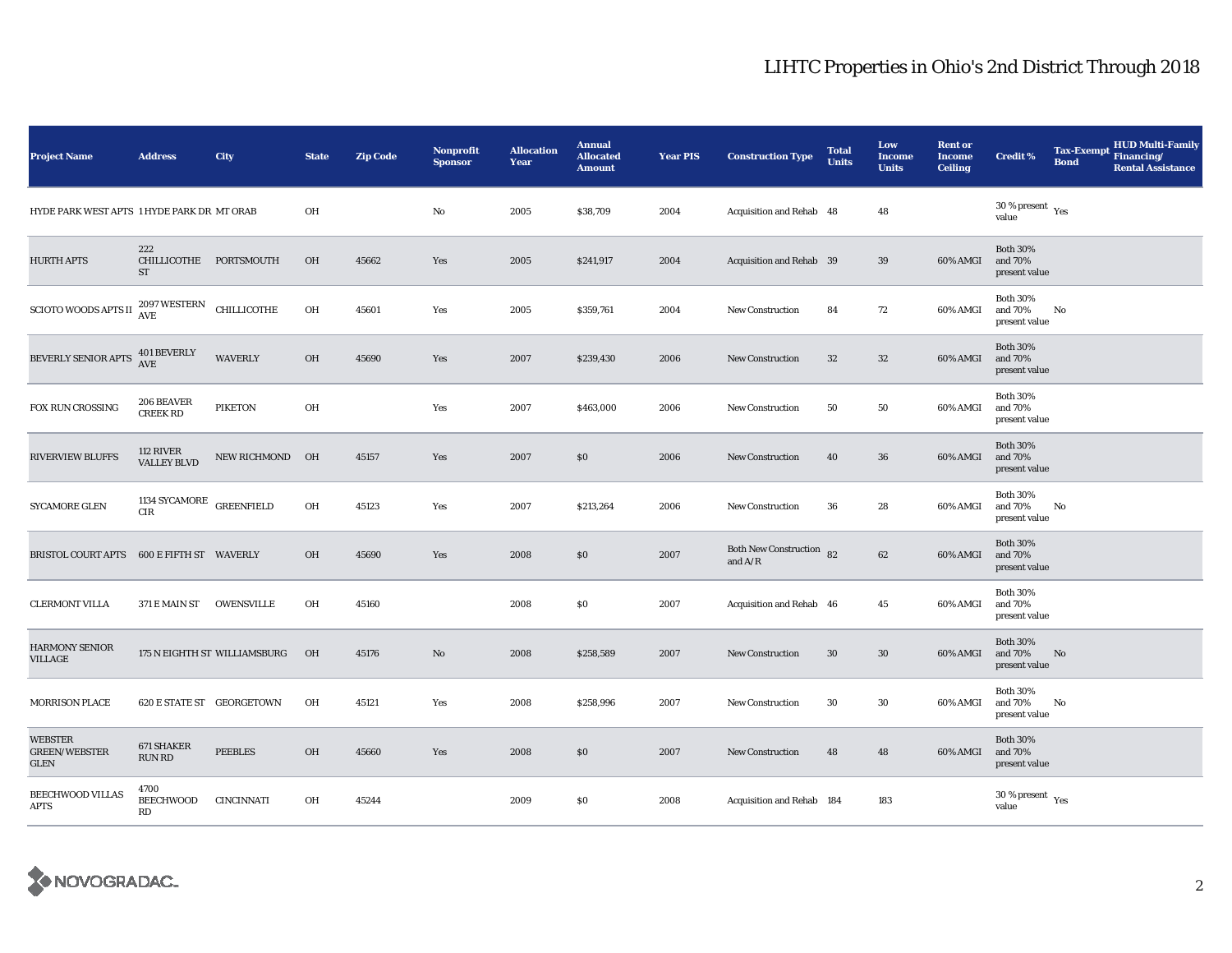# LIHTC Properties in Ohio's 2nd District Through 2018

| Project Name | Address | City | State | Zip Code | Nonprofit Sponsor | Allocation Year | Annual Allocated Amount | Year PIS | Construction Type | Total Units | Low Income Units | Rent or Income Ceiling | Credit % | Tax-Exempt Bond | HUD Multi-Family Financing/ Rental Assistance |
|---|---|---|---|---|---|---|---|---|---|---|---|---|---|---|---|
| HYDE PARK WEST APTS | 1 HYDE PARK DR | MT ORAB | OH | | No | 2005 | $38,709 | 2004 | Acquisition and Rehab | 48 | 48 | | 30 % present value | Yes | |
| HURTH APTS | 222 CHILLICOTHE ST | PORTSMOUTH | OH | 45662 | Yes | 2005 | $241,917 | 2004 | Acquisition and Rehab | 39 | 39 | 60% AMGI | Both 30% and 70% present value | | |
| SCIOTO WOODS APTS II | 2097 WESTERN AVE | CHILLICOTHE | OH | 45601 | Yes | 2005 | $359,761 | 2004 | New Construction | 84 | 72 | 60% AMGI | Both 30% and 70% present value | No | |
| BEVERLY SENIOR APTS | 401 BEVERLY AVE | WAVERLY | OH | 45690 | Yes | 2007 | $239,430 | 2006 | New Construction | 32 | 32 | 60% AMGI | Both 30% and 70% present value | | |
| FOX RUN CROSSING | 206 BEAVER CREEK RD | PIKETON | OH | | Yes | 2007 | $463,000 | 2006 | New Construction | 50 | 50 | 60% AMGI | Both 30% and 70% present value | | |
| RIVERVIEW BLUFFS | 112 RIVER VALLEY BLVD | NEW RICHMOND | OH | 45157 | Yes | 2007 | $0 | 2006 | New Construction | 40 | 36 | 60% AMGI | Both 30% and 70% present value | | |
| SYCAMORE GLEN | 1134 SYCAMORE CIR | GREENFIELD | OH | 45123 | Yes | 2007 | $213,264 | 2006 | New Construction | 36 | 28 | 60% AMGI | Both 30% and 70% present value | No | |
| BRISTOL COURT APTS | 600 E FIFTH ST | WAVERLY | OH | 45690 | Yes | 2008 | $0 | 2007 | Both New Construction and A/R | 82 | 62 | 60% AMGI | Both 30% and 70% present value | | |
| CLERMONT VILLA | 371 E MAIN ST | OWENSVILLE | OH | 45160 | | 2008 | $0 | 2007 | Acquisition and Rehab | 46 | 45 | 60% AMGI | Both 30% and 70% present value | | |
| HARMONY SENIOR VILLAGE | 175 N EIGHTH ST | WILLIAMSBURG | OH | 45176 | No | 2008 | $258,589 | 2007 | New Construction | 30 | 30 | 60% AMGI | Both 30% and 70% present value | No | |
| MORRISON PLACE | 620 E STATE ST | GEORGETOWN | OH | 45121 | Yes | 2008 | $258,996 | 2007 | New Construction | 30 | 30 | 60% AMGI | Both 30% and 70% present value | No | |
| WEBSTER GREEN/WEBSTER GLEN | 671 SHAKER RUN RD | PEEBLES | OH | 45660 | Yes | 2008 | $0 | 2007 | New Construction | 48 | 48 | 60% AMGI | Both 30% and 70% present value | | |
| BEECHWOOD VILLAS APTS | 4700 BEECHWOOD RD | CINCINNATI | OH | 45244 | | 2009 | $0 | 2008 | Acquisition and Rehab | 184 | 183 | | 30 % present value | Yes | |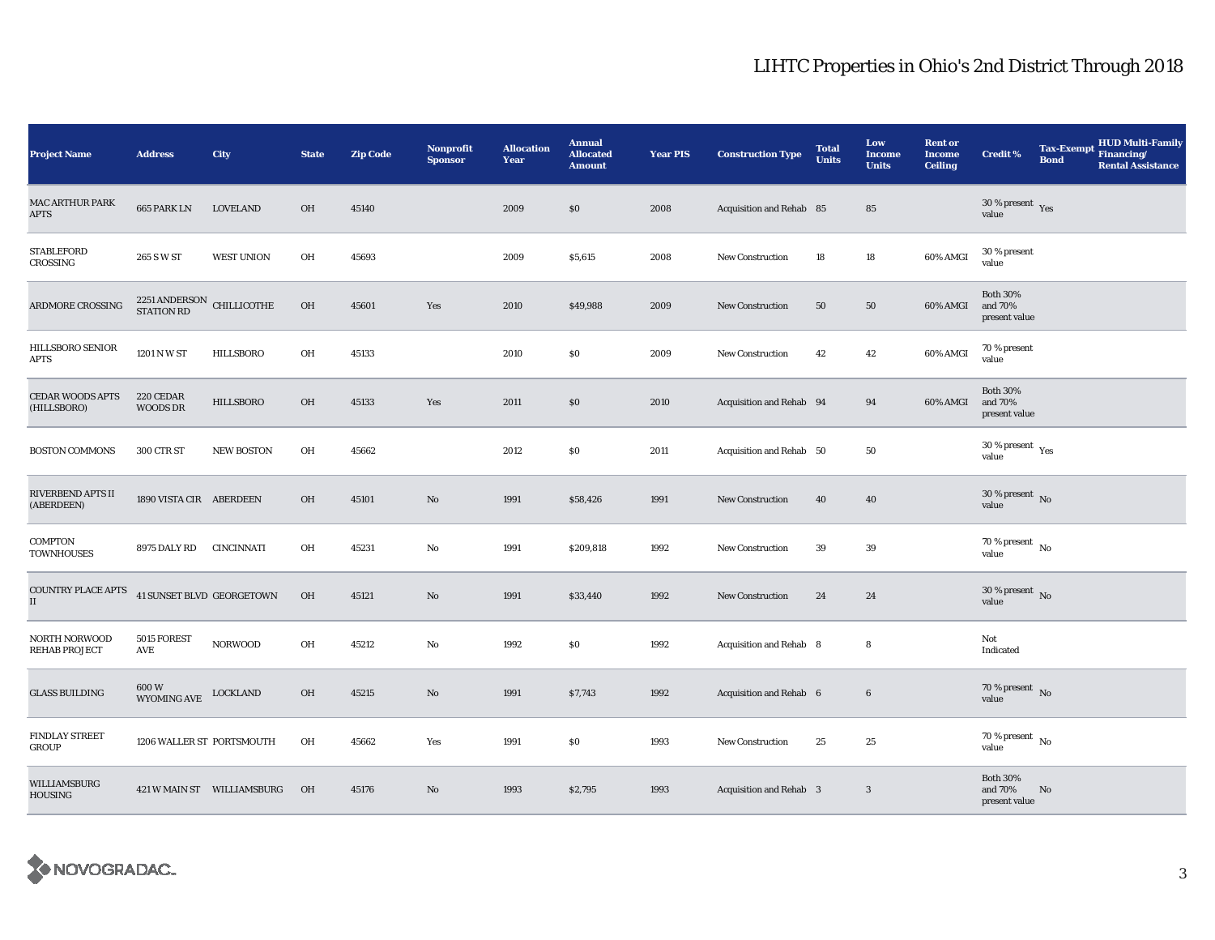# LIHTC Properties in Ohio's 2nd District Through 2018

| Project Name | Address | City | State | Zip Code | Nonprofit Sponsor | Allocation Year | Annual Allocated Amount | Year PIS | Construction Type | Total Units | Low Income Units | Rent or Income Ceiling | Credit % | Tax-Exempt Bond | HUD Multi-Family Financing/ Rental Assistance |
|---|---|---|---|---|---|---|---|---|---|---|---|---|---|---|---|
| MAC ARTHUR PARK APTS | 665 PARK LN | LOVELAND | OH | 45140 | | 2009 | $0 | 2008 | Acquisition and Rehab | 85 | 85 | | 30 % present value | Yes | |
| STABLEFORD CROSSING | 265 S W ST | WEST UNION | OH | 45693 | | 2009 | $5,615 | 2008 | New Construction | 18 | 18 | 60% AMGI | 30 % present value | | |
| ARDMORE CROSSING | 2251 ANDERSON STATION RD | CHILLICOTHE | OH | 45601 | Yes | 2010 | $49,988 | 2009 | New Construction | 50 | 50 | 60% AMGI | Both 30% and 70% present value | | |
| HILLSBORO SENIOR APTS | 1201 N W ST | HILLSBORO | OH | 45133 | | 2010 | $0 | 2009 | New Construction | 42 | 42 | 60% AMGI | 70 % present value | | |
| CEDAR WOODS APTS (HILLSBORO) | 220 CEDAR WOODS DR | HILLSBORO | OH | 45133 | Yes | 2011 | $0 | 2010 | Acquisition and Rehab | 94 | 94 | 60% AMGI | Both 30% and 70% present value | | |
| BOSTON COMMONS | 300 CTR ST | NEW BOSTON | OH | 45662 | | 2012 | $0 | 2011 | Acquisition and Rehab | 50 | 50 | | 30 % present value | Yes | |
| RIVERBEND APTS II (ABERDEEN) | 1890 VISTA CIR | ABERDEEN | OH | 45101 | No | 1991 | $58,426 | 1991 | New Construction | 40 | 40 | | 30 % present value | No | |
| COMPTON TOWNHOUSES | 8975 DALY RD | CINCINNATI | OH | 45231 | No | 1991 | $209,818 | 1992 | New Construction | 39 | 39 | | 70 % present value | No | |
| COUNTRY PLACE APTS II | 41 SUNSET BLVD | GEORGETOWN | OH | 45121 | No | 1991 | $33,440 | 1992 | New Construction | 24 | 24 | | 30 % present value | No | |
| NORTH NORWOOD REHAB PROJECT | 5015 FOREST AVE | NORWOOD | OH | 45212 | No | 1992 | $0 | 1992 | Acquisition and Rehab | 8 | 8 | | Not Indicated | | |
| GLASS BUILDING | 600 W WYOMING AVE | LOCKLAND | OH | 45215 | No | 1991 | $7,743 | 1992 | Acquisition and Rehab | 6 | 6 | | 70 % present value | No | |
| FINDLAY STREET GROUP | 1206 WALLER ST | PORTSMOUTH | OH | 45662 | Yes | 1991 | $0 | 1993 | New Construction | 25 | 25 | | 70 % present value | No | |
| WILLIAMSBURG HOUSING | 421 W MAIN ST | WILLIAMSBURG | OH | 45176 | No | 1993 | $2,795 | 1993 | Acquisition and Rehab | 3 | 3 | | Both 30% and 70% present value | No | |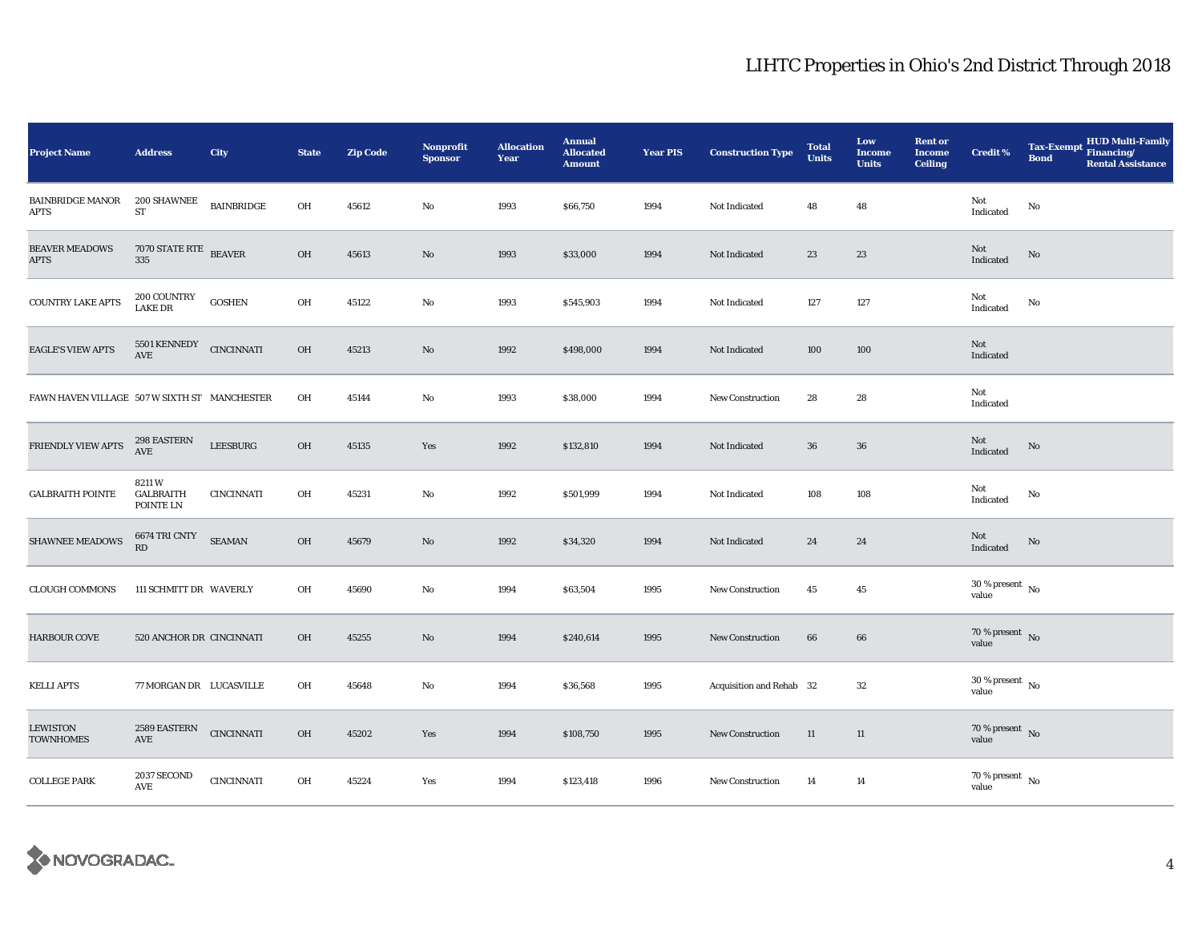# LIHTC Properties in Ohio's 2nd District Through 2018

| Project Name | Address | City | State | Zip Code | Nonprofit Sponsor | Allocation Year | Annual Allocated Amount | Year PIS | Construction Type | Total Units | Low Income Units | Rent or Income Ceiling | Credit % | Tax-Exempt Bond | HUD Multi-Family Financing/ Rental Assistance |
|---|---|---|---|---|---|---|---|---|---|---|---|---|---|---|---|
| BAINBRIDGE MANOR APTS | 200 SHAWNEE ST | BAINBRIDGE | OH | 45612 | No | 1993 | $66,750 | 1994 | Not Indicated | 48 | 48 | | Not Indicated | No | |
| BEAVER MEADOWS APTS | 7070 STATE RTE 335 | BEAVER | OH | 45613 | No | 1993 | $33,000 | 1994 | Not Indicated | 23 | 23 | | Not Indicated | No | |
| COUNTRY LAKE APTS | 200 COUNTRY LAKE DR | GOSHEN | OH | 45122 | No | 1993 | $545,903 | 1994 | Not Indicated | 127 | 127 | | Not Indicated | No | |
| EAGLE'S VIEW APTS | 5501 KENNEDY AVE | CINCINNATI | OH | 45213 | No | 1992 | $498,000 | 1994 | Not Indicated | 100 | 100 | | Not Indicated | | |
| FAWN HAVEN VILLAGE | 507 W SIXTH ST | MANCHESTER | OH | 45144 | No | 1993 | $38,000 | 1994 | New Construction | 28 | 28 | | Not Indicated | | |
| FRIENDLY VIEW APTS | 298 EASTERN AVE | LEESBURG | OH | 45135 | Yes | 1992 | $132,810 | 1994 | Not Indicated | 36 | 36 | | Not Indicated | No | |
| GALBRAITH POINTE | 8211 W GALBRAITH POINTE LN | CINCINNATI | OH | 45231 | No | 1992 | $501,999 | 1994 | Not Indicated | 108 | 108 | | Not Indicated | No | |
| SHAWNEE MEADOWS | 6674 TRI CNTY RD | SEAMAN | OH | 45679 | No | 1992 | $34,320 | 1994 | Not Indicated | 24 | 24 | | Not Indicated | No | |
| CLOUGH COMMONS | 111 SCHMITT DR | WAVERLY | OH | 45690 | No | 1994 | $63,504 | 1995 | New Construction | 45 | 45 | | 30 % present value | No | |
| HARBOUR COVE | 520 ANCHOR DR | CINCINNATI | OH | 45255 | No | 1994 | $240,614 | 1995 | New Construction | 66 | 66 | | 70 % present value | No | |
| KELLI APTS | 77 MORGAN DR | LUCASVILLE | OH | 45648 | No | 1994 | $36,568 | 1995 | Acquisition and Rehab | 32 | 32 | | 30 % present value | No | |
| LEWISTON TOWNHOMES | 2589 EASTERN AVE | CINCINNATI | OH | 45202 | Yes | 1994 | $108,750 | 1995 | New Construction | 11 | 11 | | 70 % present value | No | |
| COLLEGE PARK | 2037 SECOND AVE | CINCINNATI | OH | 45224 | Yes | 1994 | $123,418 | 1996 | New Construction | 14 | 14 | | 70 % present value | No | |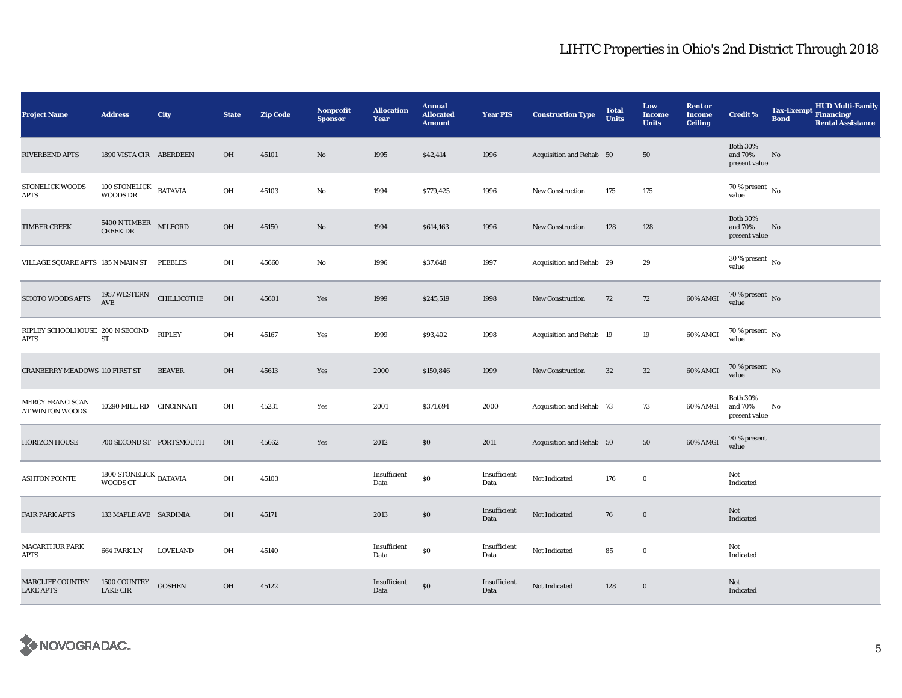# LIHTC Properties in Ohio's 2nd District Through 2018

| Project Name | Address | City | State | Zip Code | Nonprofit Sponsor | Allocation Year | Annual Allocated Amount | Year PIS | Construction Type | Total Units | Low Income Units | Rent or Income Ceiling | Credit % | Tax-Exempt Bond | HUD Multi-Family Financing/ Rental Assistance |
|---|---|---|---|---|---|---|---|---|---|---|---|---|---|---|---|
| RIVERBEND APTS | 1890 VISTA CIR | ABERDEEN | OH | 45101 | No | 1995 | $42,414 | 1996 | Acquisition and Rehab | 50 | 50 | | Both 30% and 70% present value | No | |
| STONELICK WOODS APTS | 100 STONELICK WOODS DR | BATAVIA | OH | 45103 | No | 1994 | $779,425 | 1996 | New Construction | 175 | 175 | | 70 % present value | No | |
| TIMBER CREEK | 5400 N TIMBER CREEK DR | MILFORD | OH | 45150 | No | 1994 | $614,163 | 1996 | New Construction | 128 | 128 | | Both 30% and 70% present value | No | |
| VILLAGE SQUARE APTS | 185 N MAIN ST | PEEBLES | OH | 45660 | No | 1996 | $37,648 | 1997 | Acquisition and Rehab | 29 | 29 | | 30 % present value | No | |
| SCIOTO WOODS APTS | 1957 WESTERN AVE | CHILLICOTHE | OH | 45601 | Yes | 1999 | $245,519 | 1998 | New Construction | 72 | 72 | 60% AMGI | 70 % present value | No | |
| RIPLEY SCHOOLHOUSE APTS | 200 N SECOND ST | RIPLEY | OH | 45167 | Yes | 1999 | $93,402 | 1998 | Acquisition and Rehab | 19 | 19 | 60% AMGI | 70 % present value | No | |
| CRANBERRY MEADOWS | 110 FIRST ST | BEAVER | OH | 45613 | Yes | 2000 | $150,846 | 1999 | New Construction | 32 | 32 | 60% AMGI | 70 % present value | No | |
| MERCY FRANCISCAN AT WINTON WOODS | 10290 MILL RD | CINCINNATI | OH | 45231 | Yes | 2001 | $371,694 | 2000 | Acquisition and Rehab | 73 | 73 | 60% AMGI | Both 30% and 70% present value | No | |
| HORIZON HOUSE | 700 SECOND ST | PORTSMOUTH | OH | 45662 | Yes | 2012 | $0 | 2011 | Acquisition and Rehab | 50 | 50 | 60% AMGI | 70 % present value | | |
| ASHTON POINTE | 1800 STONELICK WOODS CT | BATAVIA | OH | 45103 | | Insufficient Data | $0 | Insufficient Data | Not Indicated | 176 | 0 | | Not Indicated | | |
| FAIR PARK APTS | 133 MAPLE AVE | SARDINIA | OH | 45171 | | 2013 | $0 | Insufficient Data | Not Indicated | 76 | 0 | | Not Indicated | | |
| MACARTHUR PARK APTS | 664 PARK LN | LOVELAND | OH | 45140 | | Insufficient Data | $0 | Insufficient Data | Not Indicated | 85 | 0 | | Not Indicated | | |
| MARCLIFF COUNTRY LAKE APTS | 1500 COUNTRY LAKE CIR | GOSHEN | OH | 45122 | | Insufficient Data | $0 | Insufficient Data | Not Indicated | 128 | 0 | | Not Indicated | | |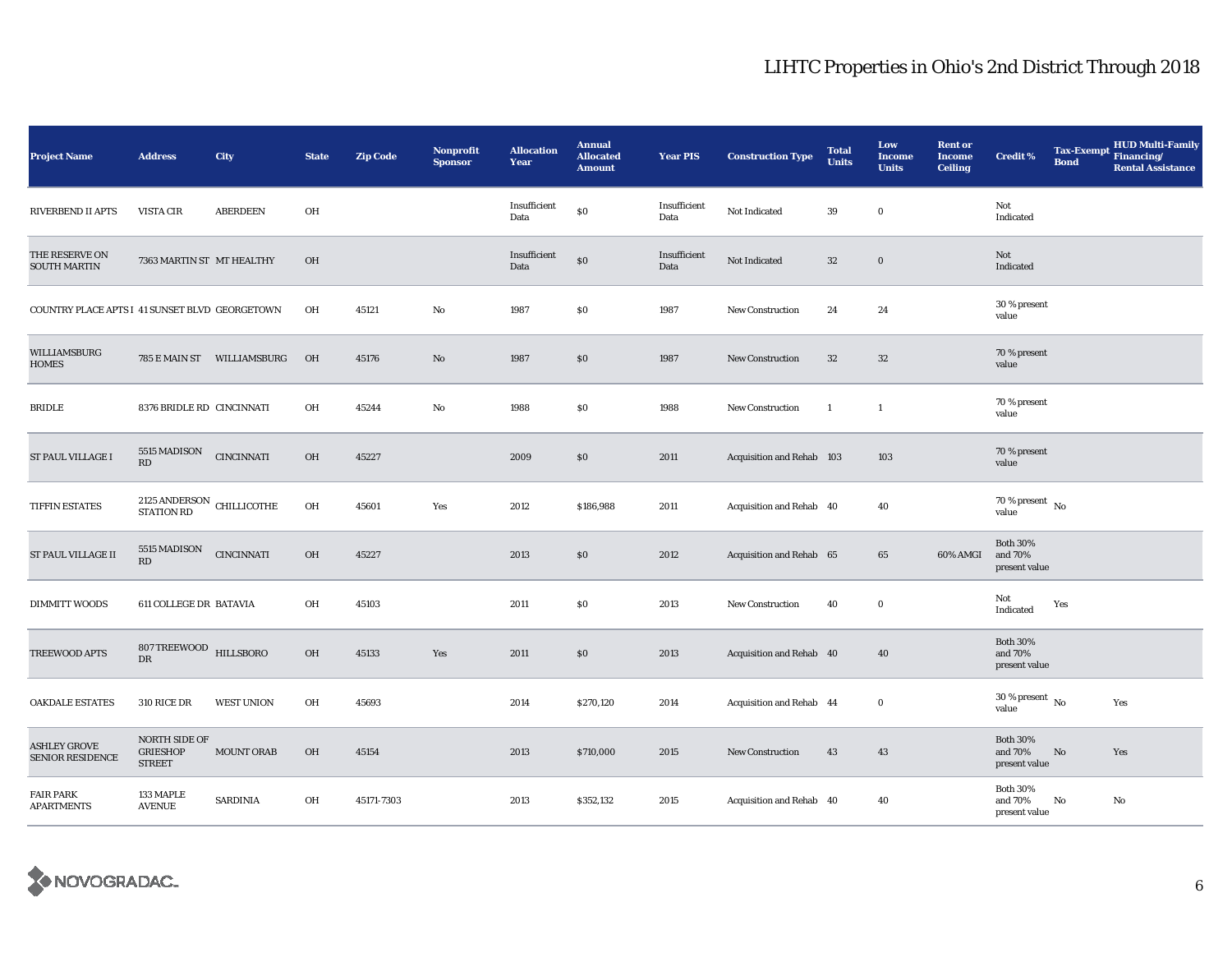# LIHTC Properties in Ohio's 2nd District Through 2018

| Project Name | Address | City | State | Zip Code | Nonprofit Sponsor | Allocation Year | Annual Allocated Amount | Year PIS | Construction Type | Total Units | Low Income Units | Rent or Income Ceiling | Credit % | Tax-Exempt Bond | HUD Multi-Family Financing/ Rental Assistance |
|---|---|---|---|---|---|---|---|---|---|---|---|---|---|---|---|
| RIVERBEND II APTS | VISTA CIR | ABERDEEN | OH | | | Insufficient Data | $0 | Insufficient Data | Not Indicated | 39 | 0 | | Not Indicated | | |
| THE RESERVE ON SOUTH MARTIN | 7363 MARTIN ST | MT HEALTHY | OH | | | Insufficient Data | $0 | Insufficient Data | Not Indicated | 32 | 0 | | Not Indicated | | |
| COUNTRY PLACE APTS I | 41 SUNSET BLVD | GEORGETOWN | OH | 45121 | No | 1987 | $0 | 1987 | New Construction | 24 | 24 | | 30 % present value | | |
| WILLIAMSBURG HOMES | 785 E MAIN ST | WILLIAMSBURG | OH | 45176 | No | 1987 | $0 | 1987 | New Construction | 32 | 32 | | 70 % present value | | |
| BRIDLE | 8376 BRIDLE RD | CINCINNATI | OH | 45244 | No | 1988 | $0 | 1988 | New Construction | 1 | 1 | | 70 % present value | | |
| ST PAUL VILLAGE I | 5515 MADISON RD | CINCINNATI | OH | 45227 | | 2009 | $0 | 2011 | Acquisition and Rehab | 103 | 103 | | 70 % present value | | |
| TIFFIN ESTATES | 2125 ANDERSON STATION RD | CHILLICOTHE | OH | 45601 | Yes | 2012 | $186,988 | 2011 | Acquisition and Rehab | 40 | 40 | | 70 % present value | No | |
| ST PAUL VILLAGE II | 5515 MADISON RD | CINCINNATI | OH | 45227 | | 2013 | $0 | 2012 | Acquisition and Rehab | 65 | 65 | 60% AMGI | Both 30% and 70% present value | | |
| DIMMITT WOODS | 611 COLLEGE DR | BATAVIA | OH | 45103 | | 2011 | $0 | 2013 | New Construction | 40 | 0 | | Not Indicated | Yes | |
| TREEWOOD APTS | 807 TREEWOOD DR | HILLSBORO | OH | 45133 | Yes | 2011 | $0 | 2013 | Acquisition and Rehab | 40 | 40 | | Both 30% and 70% present value | | |
| OAKDALE ESTATES | 310 RICE DR | WEST UNION | OH | 45693 | | 2014 | $270,120 | 2014 | Acquisition and Rehab | 44 | 0 | | 30 % present value | No | Yes |
| ASHLEY GROVE SENIOR RESIDENCE | NORTH SIDE OF GRIESHOP STREET | MOUNT ORAB | OH | 45154 | | 2013 | $710,000 | 2015 | New Construction | 43 | 43 | | Both 30% and 70% present value | No | Yes |
| FAIR PARK APARTMENTS | 133 MAPLE AVENUE | SARDINIA | OH | 45171-7303 | | 2013 | $352,132 | 2015 | Acquisition and Rehab | 40 | 40 | | Both 30% and 70% present value | No | No |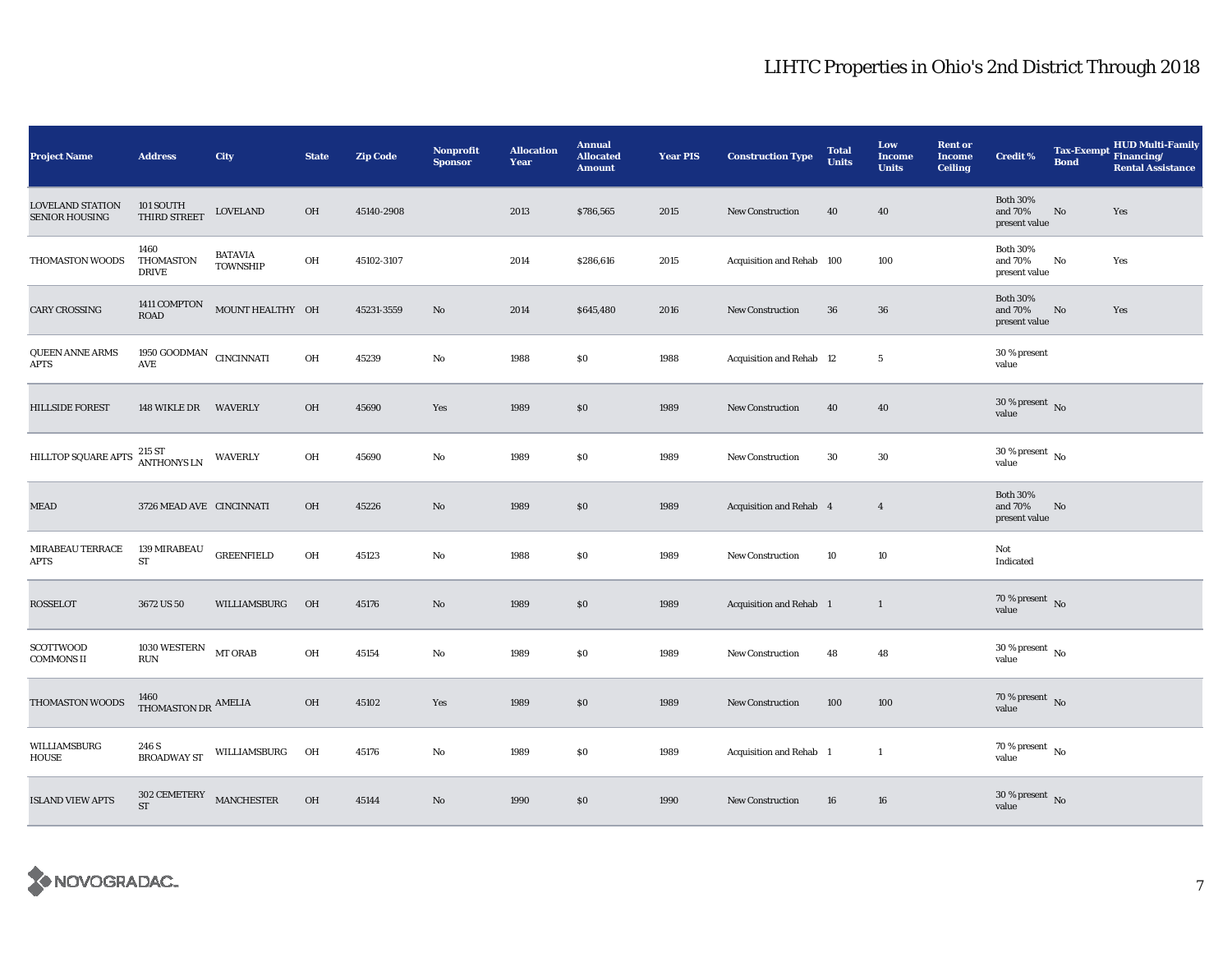# LIHTC Properties in Ohio's 2nd District Through 2018

| Project Name | Address | City | State | Zip Code | Nonprofit Sponsor | Allocation Year | Annual Allocated Amount | Year PIS | Construction Type | Total Units | Low Income Units | Rent or Income Ceiling | Credit % | Tax-Exempt Bond | HUD Multi-Family Financing/ Rental Assistance |
|---|---|---|---|---|---|---|---|---|---|---|---|---|---|---|---|
| LOVELAND STATION SENIOR HOUSING | 101 SOUTH THIRD STREET | LOVELAND | OH | 45140-2908 | | 2013 | $786,565 | 2015 | New Construction | 40 | 40 | | Both 30% and 70% present value | No | Yes |
| THOMASTON WOODS | 1460 THOMASTON DRIVE | BATAVIA TOWNSHIP | OH | 45102-3107 | | 2014 | $286,616 | 2015 | Acquisition and Rehab | 100 | 100 | | Both 30% and 70% present value | No | Yes |
| CARY CROSSING | 1411 COMPTON ROAD | MOUNT HEALTHY | OH | 45231-3559 | No | 2014 | $645,480 | 2016 | New Construction | 36 | 36 | | Both 30% and 70% present value | No | Yes |
| QUEEN ANNE ARMS APTS | 1950 GOODMAN AVE | CINCINNATI | OH | 45239 | No | 1988 | $0 | 1988 | Acquisition and Rehab | 12 | 5 | | 30 % present value | | |
| HILLSIDE FOREST | 148 WIKLE DR | WAVERLY | OH | 45690 | Yes | 1989 | $0 | 1989 | New Construction | 40 | 40 | | 30 % present value | No | |
| HILLTOP SQUARE APTS | 215 ST ANTHONYS LN | WAVERLY | OH | 45690 | No | 1989 | $0 | 1989 | New Construction | 30 | 30 | | 30 % present value | No | |
| MEAD | 3726 MEAD AVE | CINCINNATI | OH | 45226 | No | 1989 | $0 | 1989 | Acquisition and Rehab | 4 | 4 | | Both 30% and 70% present value | No | |
| MIRABEAU TERRACE APTS | 139 MIRABEAU ST | GREENFIELD | OH | 45123 | No | 1988 | $0 | 1989 | New Construction | 10 | 10 | | Not Indicated | | |
| ROSSELOT | 3672 US 50 | WILLIAMSBURG | OH | 45176 | No | 1989 | $0 | 1989 | Acquisition and Rehab | 1 | 1 | | 70 % present value | No | |
| SCOTTWOOD COMMONS II | 1030 WESTERN RUN | MT ORAB | OH | 45154 | No | 1989 | $0 | 1989 | New Construction | 48 | 48 | | 30 % present value | No | |
| THOMASTON WOODS | 1460 THOMASTON DR | AMELIA | OH | 45102 | Yes | 1989 | $0 | 1989 | New Construction | 100 | 100 | | 70 % present value | No | |
| WILLIAMSBURG HOUSE | 246 S BROADWAY ST | WILLIAMSBURG | OH | 45176 | No | 1989 | $0 | 1989 | Acquisition and Rehab | 1 | 1 | | 70 % present value | No | |
| ISLAND VIEW APTS | 302 CEMETERY ST | MANCHESTER | OH | 45144 | No | 1990 | $0 | 1990 | New Construction | 16 | 16 | | 30 % present value | No | |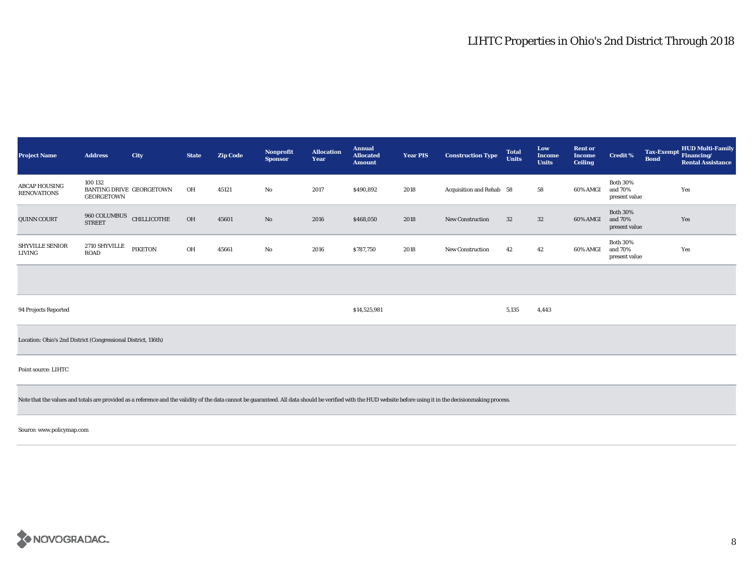# LIHTC Properties in Ohio's 2nd District Through 2018

| Project Name | Address | City | State | Zip Code | Nonprofit Sponsor | Allocation Year | Annual Allocated Amount | Year PIS | Construction Type | Total Units | Low Income Units | Rent or Income Ceiling | Credit % | Tax-Exempt Bond | HUD Multi-Family Financing/ Rental Assistance |
|---|---|---|---|---|---|---|---|---|---|---|---|---|---|---|---|
| ABCAP HOUSING RENOVATIONS | 100 132 BANTING DRIVE GEORGETOWN | GEORGETOWN | OH | 45121 | No | 2017 | $490,892 | 2018 | Acquisition and Rehab | 58 | 58 | 60% AMGI | Both 30% and 70% present value | | Yes |
| QUINN COURT | 960 COLUMBUS STREET | CHILLICOTHE | OH | 45601 | No | 2016 | $468,050 | 2018 | New Construction | 32 | 32 | 60% AMGI | Both 30% and 70% present value | | Yes |
| SHYVILLE SENIOR LIVING | 2710 SHYVILLE ROAD | PIKETON | OH | 45661 | No | 2016 | $787,750 | 2018 | New Construction | 42 | 42 | 60% AMGI | Both 30% and 70% present value | | Yes |
| | | | | | | | | | | | | | | | |
| 94 Projects Reported | | | | | | | $14,525,981 | | | 5,135 | 4,443 | | | | |

Location: Ohio's 2nd District (Congressional District, 116th)

Point source: LIHTC

Note that the values and totals are provided as a reference and the validity of the data cannot be guaranteed. All data should be verified with the HUD website before using it in the decisionmaking process.

Source: www.policymap.com